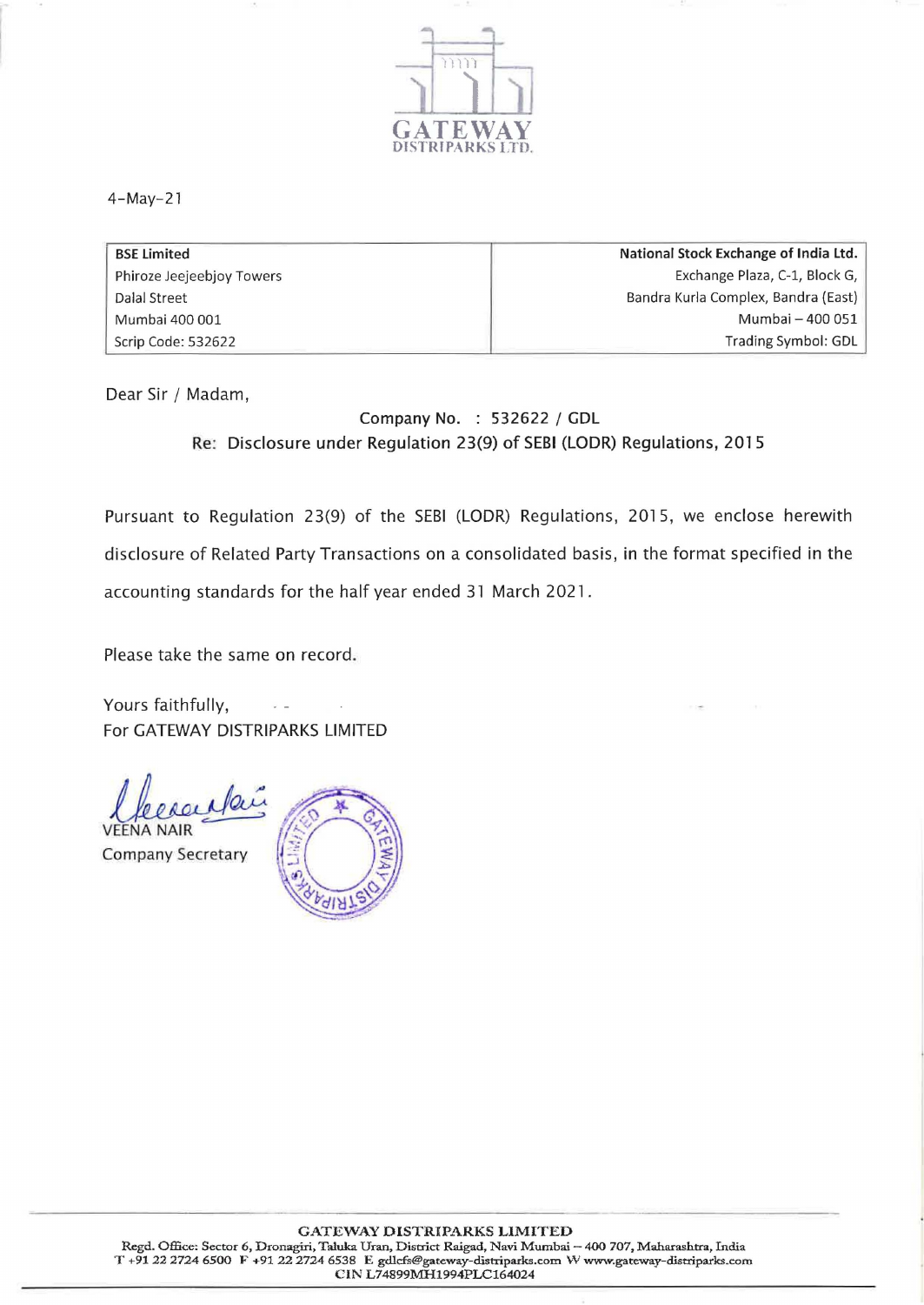GATEWAY DISTRIPARKS LTD.

4-May-21

| BSE Limited | National Stock Exchange of India Ltd. |
|---|---|
| Phiroze Jeejeebjoy Towers | Exchange Plaza, C-1, Block G, |
| Dalal Street | Bandra Kurla Complex, Bandra (East) |
| Mumbai 400 001 | Mumbai – 400 051 |
| Scrip Code: 532622 | Trading Symbol: GDL |

Dear Sir / Madam,

Company No. : 532622 / GDL

Re: Disclosure under Regulation 23(9) of SEBI (LODR) Regulations, 2015

Pursuant to Regulation 23(9) of the SEBI (LODR) Regulations, 2015, we enclose herewith disclosure of Related Party Transactions on a consolidated basis, in the format specified in the accounting standards for the half year ended 31 March 2021.

Please take the same on record.

Yours faithfully,
For GATEWAY DISTRIPARKS LIMITED

VEENA NAIR
Company Secretary

**GATEWAY DISTRIPARKS LIMITED**
Regd. Office: Sector 6, Dronagiri, Taluka Uran, District Raigad, Navi Mumbai – 400 707, Maharashtra, India
T +91 22 2724 6500 F +91 22 2724 6538 E gdlcfs@gateway-distriparks.com W www.gateway-distriparks.com
CIN L74899MH1994PLC164024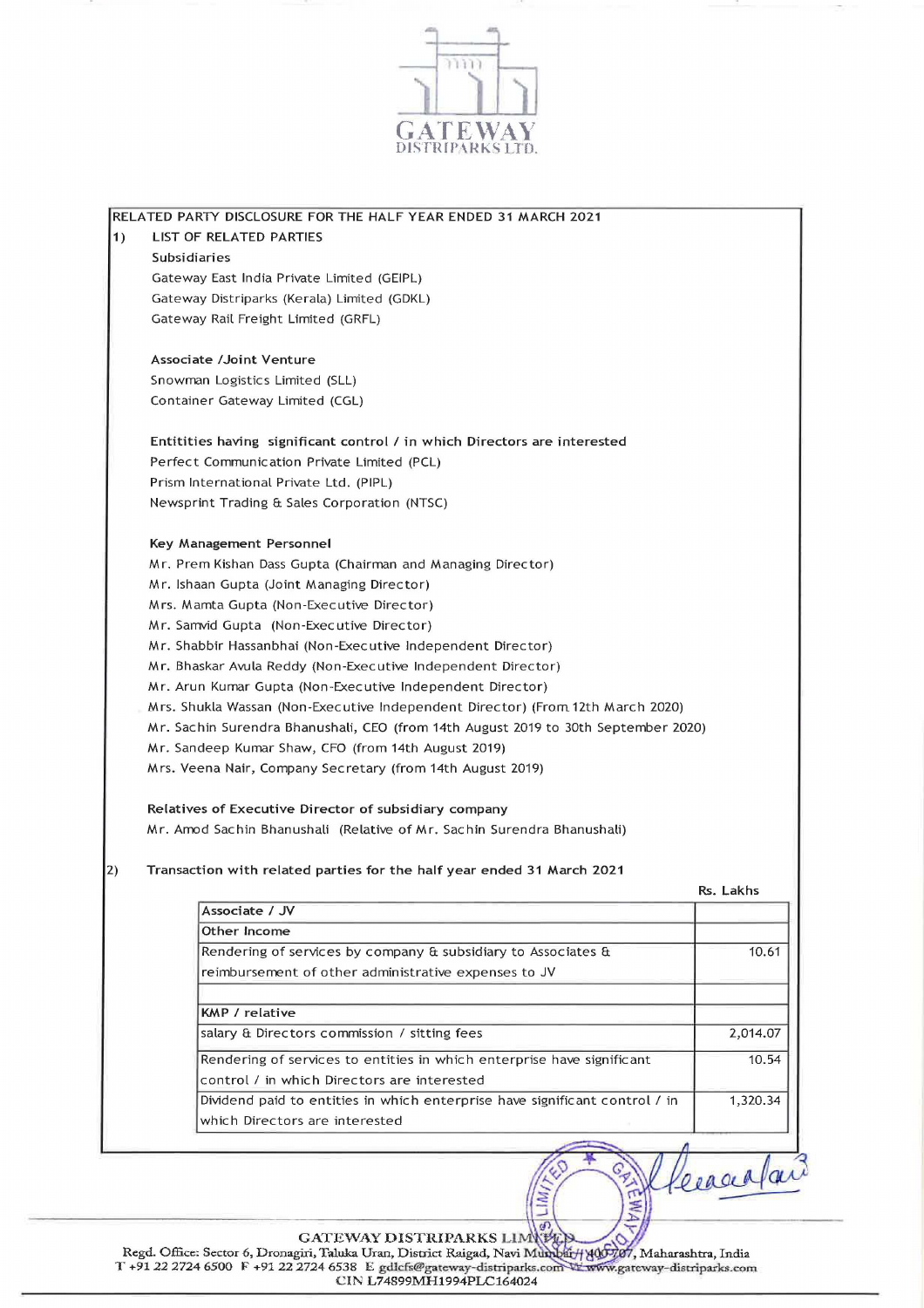GATEWAY DISTRIPARKS LTD.

## RELATED PARTY DISCLOSURE FOR THE HALF YEAR ENDED 31 MARCH 2021

1) LIST OF RELATED PARTIES

**Subsidiaries**

Gateway East India Private Limited (GEIPL)
Gateway Distriparks (Kerala) Limited (GDKL)
Gateway Rail Freight Limited (GRFL)

**Associate /Joint Venture**

Snowman Logistics Limited (SLL)
Container Gateway Limited (CGL)

**Entitities having significant control / in which Directors are interested**

Perfect Communication Private Limited (PCL)
Prism International Private Ltd. (PIPL)
Newsprint Trading & Sales Corporation (NTSC)

**Key Management Personnel**

Mr. Prem Kishan Dass Gupta (Chairman and Managing Director)
Mr. Ishaan Gupta (Joint Managing Director)
Mrs. Mamta Gupta (Non-Executive Director)
Mr. Samvid Gupta (Non-Executive Director)
Mr. Shabbir Hassanbhai (Non-Executive Independent Director)
Mr. Bhaskar Avula Reddy (Non-Executive Independent Director)
Mr. Arun Kumar Gupta (Non-Executive Independent Director)
Mrs. Shukla Wassan (Non-Executive Independent Director) (From 12th March 2020)
Mr. Sachin Surendra Bhanushali, CEO (from 14th August 2019 to 30th September 2020)
Mr. Sandeep Kumar Shaw, CFO (from 14th August 2019)
Mrs. Veena Nair, Company Secretary (from 14th August 2019)

**Relatives of Executive Director of subsidiary company**

Mr. Amod Sachin Bhanushali (Relative of Mr. Sachin Surendra Bhanushali)

2) **Transaction with related parties for the half year ended 31 March 2021**

| | Rs. Lakhs |
|---|---|
| **Associate / JV** | |
| Other Income | |
| Rendering of services by company & subsidiary to Associates & reimbursement of other administrative expenses to JV | 10.61 |
| | |
| **KMP / relative** | |
| salary & Directors commission / sitting fees | 2,014.07 |
| Rendering of services to entities in which enterprise have significant control / in which Directors are interested | 10.54 |
| Dividend paid to entities in which enterprise have significant control / in which Directors are interested | 1,320.34 |

GATEWAY DISTRIPARKS LIMITED
Regd. Office: Sector 6, Dronagiri, Taluka Uran, District Raigad, Navi Mumbai 400707, Maharashtra, India
T +91 22 2724 6500 F +91 22 2724 6538 E gdlcfs@gateway-distriparks.com W www.gateway-distriparks.com
CIN L74899MH1994PLC164024